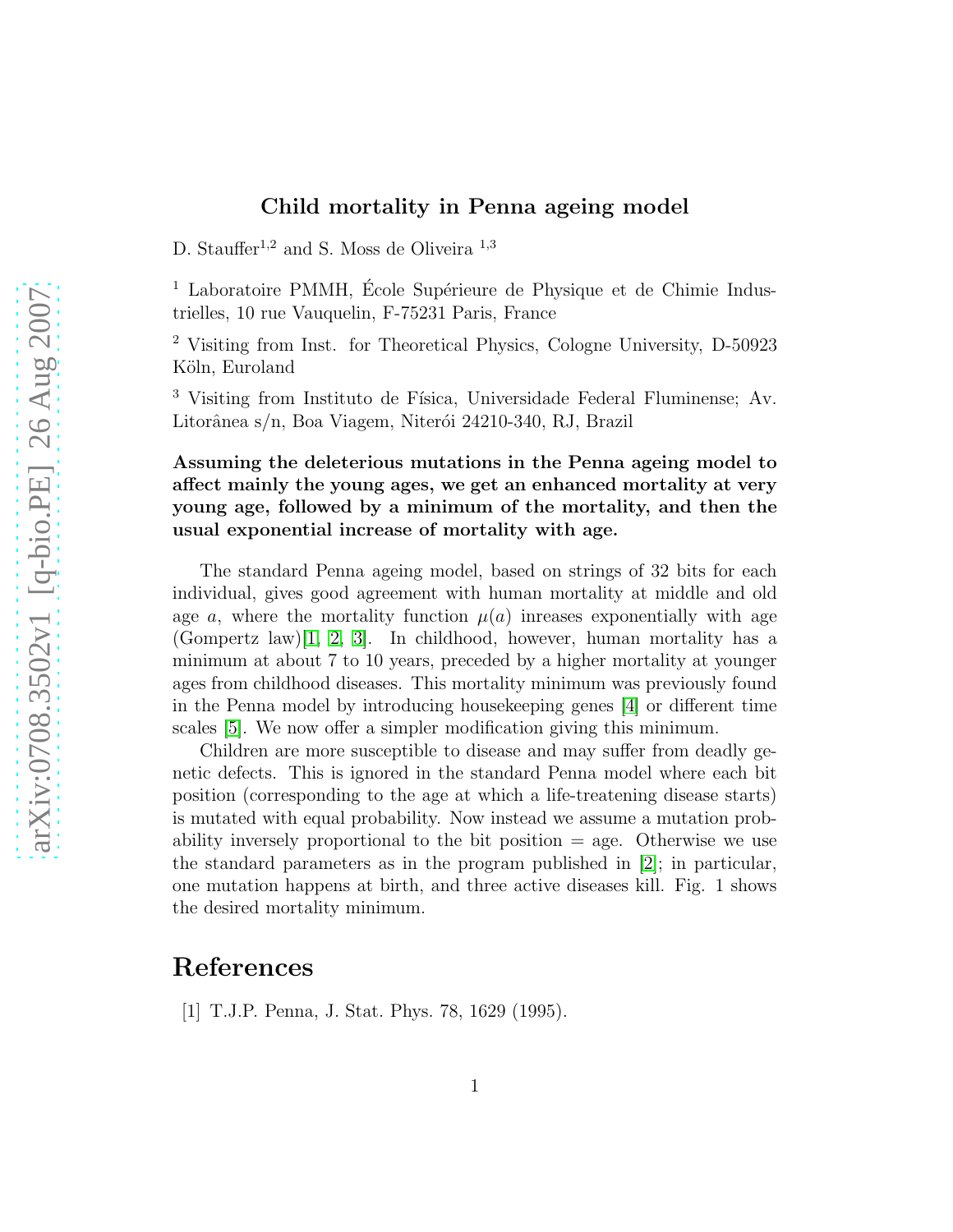# Child mortality in Penna ageing model

D. Stauffer[1,2] and S. Moss de Oliveira [1,3]

[1] Laboratoire PMMH, École Supérieure de Physique et de Chimie Industrielles, 10 rue Vauquelin, F-75231 Paris, France

[2] Visiting from Inst. for Theoretical Physics, Cologne University, D-50923 Köln, Euroland

[3] Visiting from Instituto de Física, Universidade Federal Fluminense; Av. Litorânea s/n, Boa Viagem, Niterói 24210-340, RJ, Brazil

**Assuming the deleterious mutations in the Penna ageing model to affect mainly the young ages, we get an enhanced mortality at very young age, followed by a minimum of the mortality, and then the usual exponential increase of mortality with age.**

The standard Penna ageing model, based on strings of 32 bits for each individual, gives good agreement with human mortality at middle and old age $a$, where the mortality function $\mu(a)$ inreases exponentially with age (Gompertz law)[1, 2, 3]. In childhood, however, human mortality has a minimum at about 7 to 10 years, preceded by a higher mortality at younger ages from childhood diseases. This mortality minimum was previously found in the Penna model by introducing housekeeping genes [4] or different time scales [5]. We now offer a simpler modification giving this minimum.

Children are more susceptible to disease and may suffer from deadly genetic defects. This is ignored in the standard Penna model where each bit position (corresponding to the age at which a life-treatening disease starts) is mutated with equal probability. Now instead we assume a mutation probability inversely proportional to the bit position = age. Otherwise we use the standard parameters as in the program published in [2]; in particular, one mutation happens at birth, and three active diseases kill. Fig. 1 shows the desired mortality minimum.

# References

[1] T.J.P. Penna, J. Stat. Phys. 78, 1629 (1995).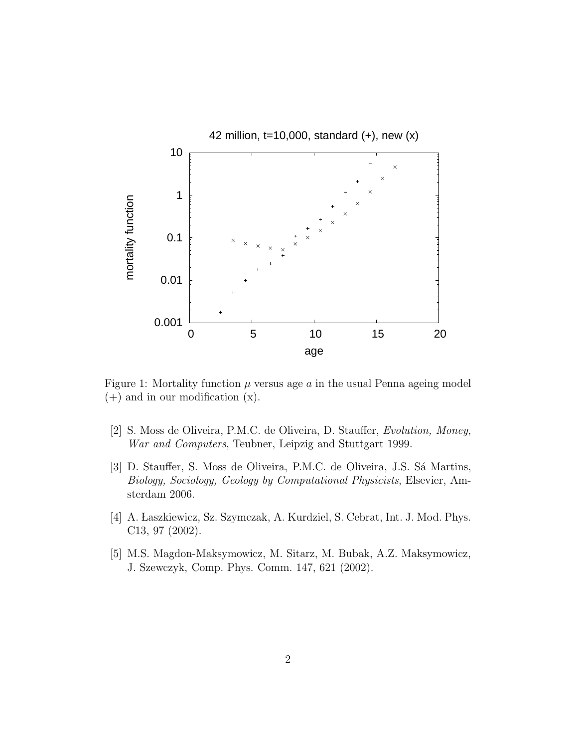42 million, t=10,000, standard (+), new (x)

mortality function

10

1

0.1

0.01

0.001

0

5

10

15

20

age

Figure 1: Mortality function $\mu$ versus age $a$ in the usual Penna ageing model (+) and in our modification (x).

[2] S. Moss de Oliveira, P.M.C. de Oliveira, D. Stauffer, *Evolution, Money, War and Computers*, Teubner, Leipzig and Stuttgart 1999.

[3] D. Stauffer, S. Moss de Oliveira, P.M.C. de Oliveira, J.S. Sá Martins, *Biology, Sociology, Geology by Computational Physicists*, Elsevier, Amsterdam 2006.

[4] A. Łaszkiewicz, Sz. Szymczak, A. Kurdziel, S. Cebrat, Int. J. Mod. Phys. C13, 97 (2002).

[5] M.S. Magdon-Maksymowicz, M. Sitarz, M. Bubak, A.Z. Maksymowicz, J. Szewczyk, Comp. Phys. Comm. 147, 621 (2002).